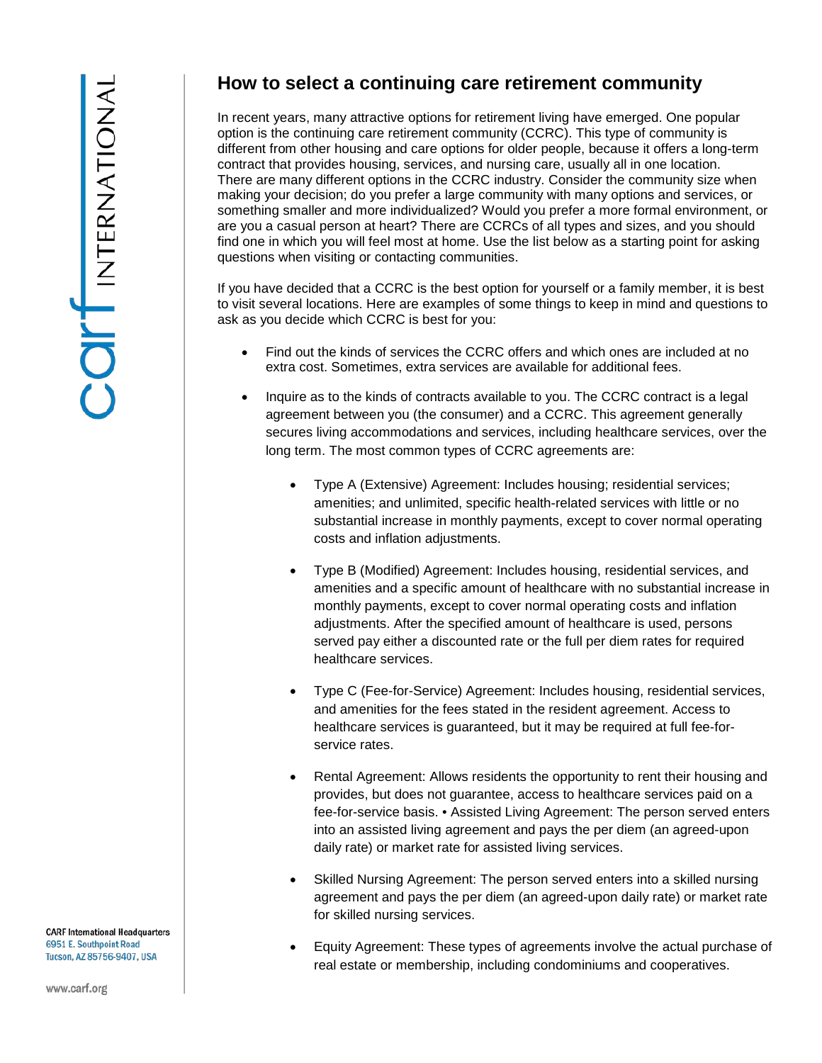# How to select a continuing care retirement community

In recent years, many attractive options for retirement living have emerged. One popular option is the continuing care retirement community (CCRC). This type of community is different from other housing and care options for older people, because it offers a long-term contract that provides housing, services, and nursing care, usually all in one location. There are many different options in the CCRC industry. Consider the community size when making your decision; do you prefer a large community with many options and services, or something smaller and more individualized? Would you prefer a more formal environment, or are you a casual person at heart? There are CCRCs of all types and sizes, and you should find one in which you will feel most at home. Use the list below as a starting point for asking questions when visiting or contacting communities.

If you have decided that a CCRC is the best option for yourself or a family member, it is best to visit several locations. Here are examples of some things to keep in mind and questions to ask as you decide which CCRC is best for you:

- Find out the kinds of services the CCRC offers and which ones are included at no extra cost. Sometimes, extra services are available for additional fees.
- Inquire as to the kinds of contracts available to you. The CCRC contract is a legal agreement between you (the consumer) and a CCRC. This agreement generally secures living accommodations and services, including healthcare services, over the long term. The most common types of CCRC agreements are:
  - Type A (Extensive) Agreement: Includes housing; residential services; amenities; and unlimited, specific health-related services with little or no substantial increase in monthly payments, except to cover normal operating costs and inflation adjustments.
  - Type B (Modified) Agreement: Includes housing, residential services, and amenities and a specific amount of healthcare with no substantial increase in monthly payments, except to cover normal operating costs and inflation adjustments. After the specified amount of healthcare is used, persons served pay either a discounted rate or the full per diem rates for required healthcare services.
  - Type C (Fee-for-Service) Agreement: Includes housing, residential services, and amenities for the fees stated in the resident agreement. Access to healthcare services is guaranteed, but it may be required at full fee-for-service rates.
  - Rental Agreement: Allows residents the opportunity to rent their housing and provides, but does not guarantee, access to healthcare services paid on a fee-for-service basis. • Assisted Living Agreement: The person served enters into an assisted living agreement and pays the per diem (an agreed-upon daily rate) or market rate for assisted living services.
  - Skilled Nursing Agreement: The person served enters into a skilled nursing agreement and pays the per diem (an agreed-upon daily rate) or market rate for skilled nursing services.
  - Equity Agreement: These types of agreements involve the actual purchase of real estate or membership, including condominiums and cooperatives.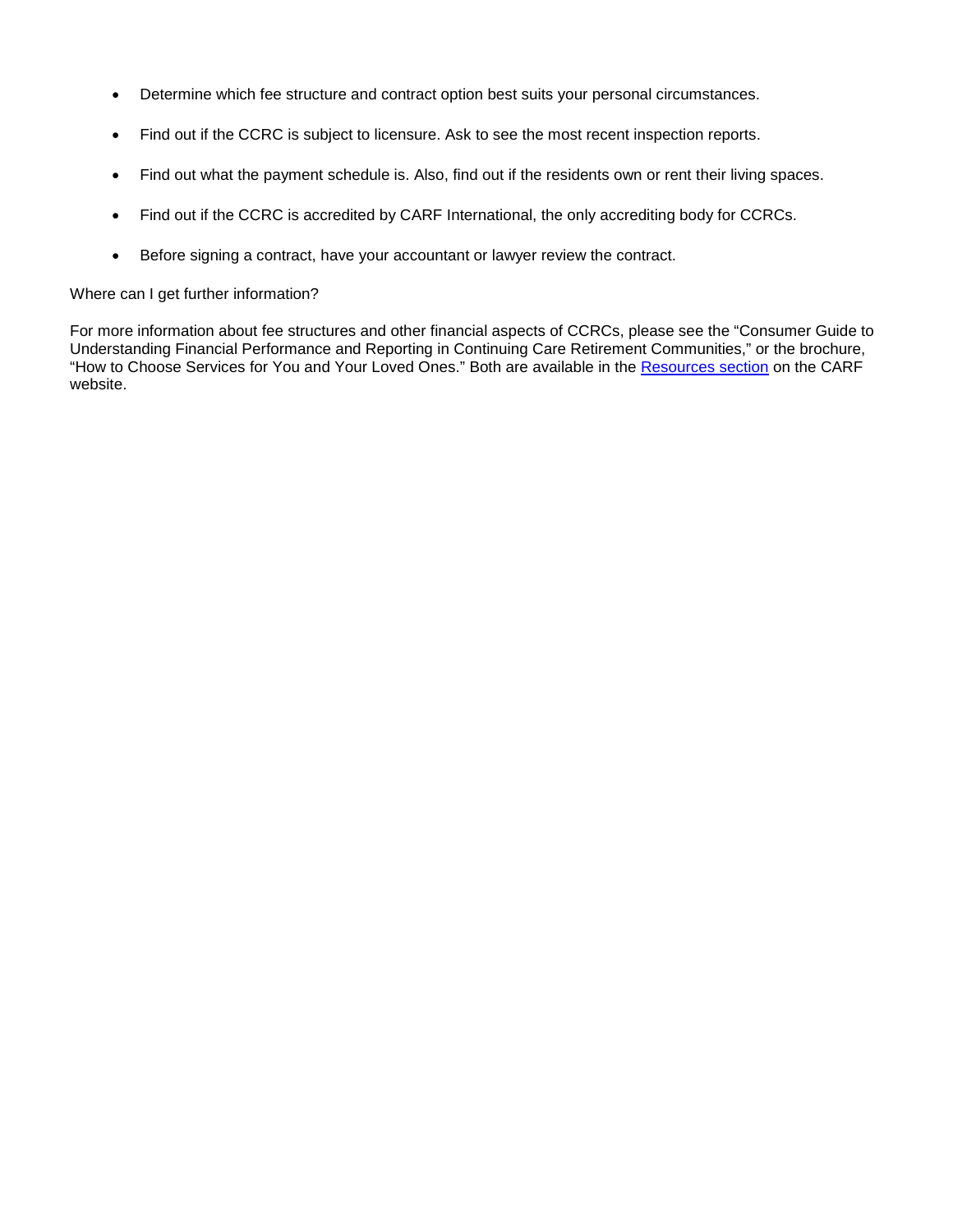- Determine which fee structure and contract option best suits your personal circumstances.
- Find out if the CCRC is subject to licensure. Ask to see the most recent inspection reports.
- Find out what the payment schedule is. Also, find out if the residents own or rent their living spaces.
- Find out if the CCRC is accredited by CARF International, the only accrediting body for CCRCs.
- Before signing a contract, have your accountant or lawyer review the contract.

Where can I get further information?

For more information about fee structures and other financial aspects of CCRCs, please see the "Consumer Guide to Understanding Financial Performance and Reporting in Continuing Care Retirement Communities," or the brochure, "How to Choose Services for You and Your Loved Ones." Both are available in the Resources section on the CARF website.